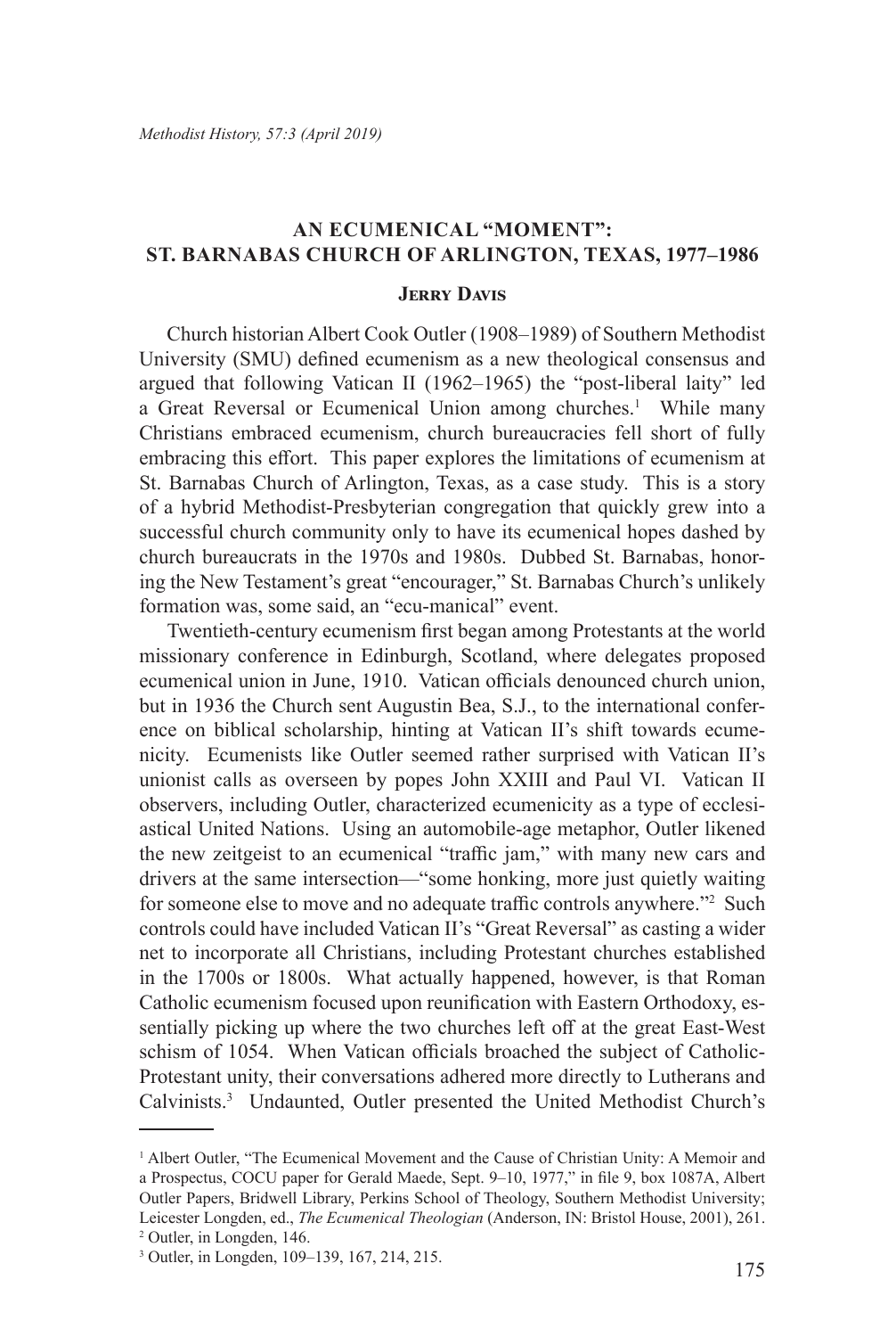# AN ECUMENICAL "MOMENT": ST. BARNABAS CHURCH OF ARLINGTON, TEXAS, 1977–1986

### Jerry Davis

Church historian Albert Cook Outler (1908–1989) of Southern Methodist University (SMU) defined ecumenism as a new theological consensus and argued that following Vatican II (1962–1965) the "post-liberal laity" led a Great Reversal or Ecumenical Union among churches.[1] While many Christians embraced ecumenism, church bureaucracies fell short of fully embracing this effort. This paper explores the limitations of ecumenism at St. Barnabas Church of Arlington, Texas, as a case study. This is a story of a hybrid Methodist-Presbyterian congregation that quickly grew into a successful church community only to have its ecumenical hopes dashed by church bureaucrats in the 1970s and 1980s. Dubbed St. Barnabas, honoring the New Testament's great "encourager," St. Barnabas Church's unlikely formation was, some said, an "ecu-manical" event.

Twentieth-century ecumenism first began among Protestants at the world missionary conference in Edinburgh, Scotland, where delegates proposed ecumenical union in June, 1910. Vatican officials denounced church union, but in 1936 the Church sent Augustin Bea, S.J., to the international conference on biblical scholarship, hinting at Vatican II's shift towards ecumenicity. Ecumenists like Outler seemed rather surprised with Vatican II's unionist calls as overseen by popes John XXIII and Paul VI. Vatican II observers, including Outler, characterized ecumenicity as a type of ecclesiastical United Nations. Using an automobile-age metaphor, Outler likened the new zeitgeist to an ecumenical "traffic jam," with many new cars and drivers at the same intersection—"some honking, more just quietly waiting for someone else to move and no adequate traffic controls anywhere."[2] Such controls could have included Vatican II's "Great Reversal" as casting a wider net to incorporate all Christians, including Protestant churches established in the 1700s or 1800s. What actually happened, however, is that Roman Catholic ecumenism focused upon reunification with Eastern Orthodoxy, essentially picking up where the two churches left off at the great East-West schism of 1054. When Vatican officials broached the subject of Catholic-Protestant unity, their conversations adhered more directly to Lutherans and Calvinists.[3] Undaunted, Outler presented the United Methodist Church's

---

[1] Albert Outler, "The Ecumenical Movement and the Cause of Christian Unity: A Memoir and a Prospectus, COCU paper for Gerald Maede, Sept. 9–10, 1977," in file 9, box 1087A, Albert Outler Papers, Bridwell Library, Perkins School of Theology, Southern Methodist University; Leicester Longden, ed., *The Ecumenical Theologian* (Anderson, IN: Bristol House, 2001), 261.

[2] Outler, in Longden, 146.

[3] Outler, in Longden, 109–139, 167, 214, 215.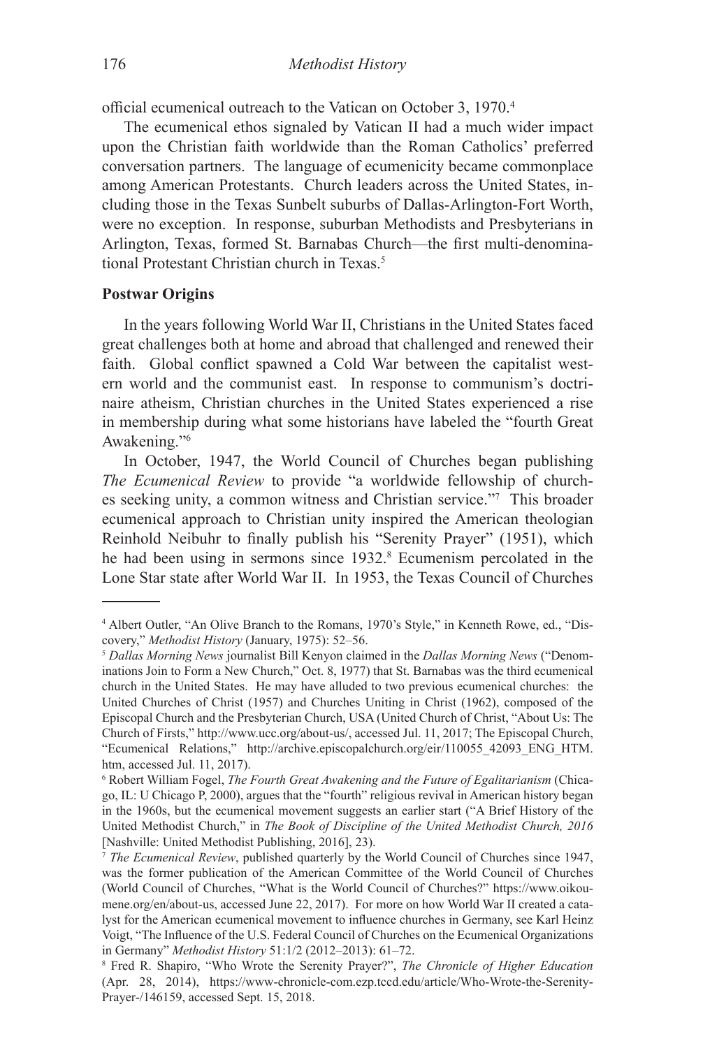official ecumenical outreach to the Vatican on October 3, 1970.[4]

The ecumenical ethos signaled by Vatican II had a much wider impact upon the Christian faith worldwide than the Roman Catholics' preferred conversation partners. The language of ecumenicity became commonplace among American Protestants. Church leaders across the United States, including those in the Texas Sunbelt suburbs of Dallas-Arlington-Fort Worth, were no exception. In response, suburban Methodists and Presbyterians in Arlington, Texas, formed St. Barnabas Church—the first multi-denominational Protestant Christian church in Texas.[5]

**Postwar Origins**

In the years following World War II, Christians in the United States faced great challenges both at home and abroad that challenged and renewed their faith. Global conflict spawned a Cold War between the capitalist western world and the communist east. In response to communism's doctrinaire atheism, Christian churches in the United States experienced a rise in membership during what some historians have labeled the "fourth Great Awakening."[6]

In October, 1947, the World Council of Churches began publishing *The Ecumenical Review* to provide "a worldwide fellowship of churches seeking unity, a common witness and Christian service."[7] This broader ecumenical approach to Christian unity inspired the American theologian Reinhold Neibuhr to finally publish his "Serenity Prayer" (1951), which he had been using in sermons since 1932.[8] Ecumenism percolated in the Lone Star state after World War II. In 1953, the Texas Council of Churches

---

[4] Albert Outler, "An Olive Branch to the Romans, 1970's Style," in Kenneth Rowe, ed., "Discovery," *Methodist History* (January, 1975): 52–56.

[5] *Dallas Morning News* journalist Bill Kenyon claimed in the *Dallas Morning News* ("Denominations Join to Form a New Church," Oct. 8, 1977) that St. Barnabas was the third ecumenical church in the United States. He may have alluded to two previous ecumenical churches: the United Churches of Christ (1957) and Churches Uniting in Christ (1962), composed of the Episcopal Church and the Presbyterian Church, USA (United Church of Christ, "About Us: The Church of Firsts," http://www.ucc.org/about-us/, accessed Jul. 11, 2017; The Episcopal Church, "Ecumenical Relations," http://archive.episcopalchurch.org/eir/110055_42093_ENG_HTM.htm, accessed Jul. 11, 2017).

[6] Robert William Fogel, *The Fourth Great Awakening and the Future of Egalitarianism* (Chicago, IL: U Chicago P, 2000), argues that the "fourth" religious revival in American history began in the 1960s, but the ecumenical movement suggests an earlier start ("A Brief History of the United Methodist Church," in *The Book of Discipline of the United Methodist Church, 2016* [Nashville: United Methodist Publishing, 2016], 23).

[7] *The Ecumenical Review*, published quarterly by the World Council of Churches since 1947, was the former publication of the American Committee of the World Council of Churches (World Council of Churches, "What is the World Council of Churches?" https://www.oikoumene.org/en/about-us, accessed June 22, 2017). For more on how World War II created a catalyst for the American ecumenical movement to influence churches in Germany, see Karl Heinz Voigt, "The Influence of the U.S. Federal Council of Churches on the Ecumenical Organizations in Germany" *Methodist History* 51:1/2 (2012–2013): 61–72.

[8] Fred R. Shapiro, "Who Wrote the Serenity Prayer?", *The Chronicle of Higher Education* (Apr. 28, 2014), https://www-chronicle-com.ezp.tccd.edu/article/Who-Wrote-the-Serenity-Prayer-/146159, accessed Sept. 15, 2018.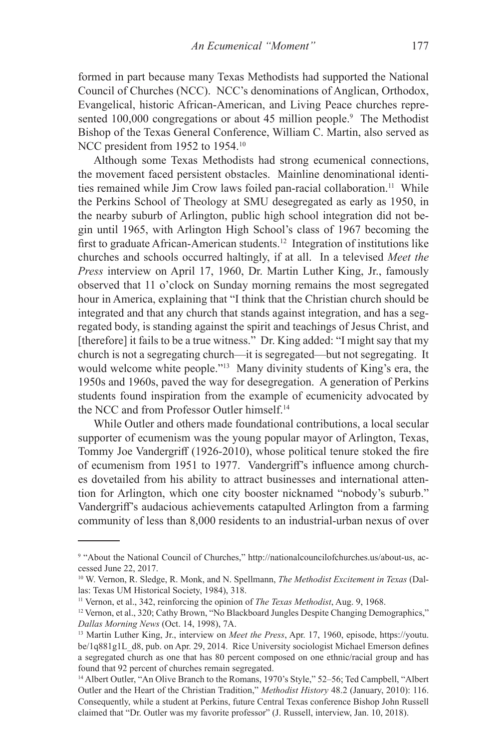formed in part because many Texas Methodists had supported the National Council of Churches (NCC). NCC's denominations of Anglican, Orthodox, Evangelical, historic African-American, and Living Peace churches represented 100,000 congregations or about 45 million people.[9] The Methodist Bishop of the Texas General Conference, William C. Martin, also served as NCC president from 1952 to 1954.[10]

Although some Texas Methodists had strong ecumenical connections, the movement faced persistent obstacles. Mainline denominational identities remained while Jim Crow laws foiled pan-racial collaboration.[11] While the Perkins School of Theology at SMU desegregated as early as 1950, in the nearby suburb of Arlington, public high school integration did not begin until 1965, with Arlington High School's class of 1967 becoming the first to graduate African-American students.[12] Integration of institutions like churches and schools occurred haltingly, if at all. In a televised *Meet the Press* interview on April 17, 1960, Dr. Martin Luther King, Jr., famously observed that 11 o'clock on Sunday morning remains the most segregated hour in America, explaining that "I think that the Christian church should be integrated and that any church that stands against integration, and has a segregated body, is standing against the spirit and teachings of Jesus Christ, and [therefore] it fails to be a true witness." Dr. King added: "I might say that my church is not a segregating church—it is segregated—but not segregating. It would welcome white people."[13] Many divinity students of King's era, the 1950s and 1960s, paved the way for desegregation. A generation of Perkins students found inspiration from the example of ecumenicity advocated by the NCC and from Professor Outler himself.[14]

While Outler and others made foundational contributions, a local secular supporter of ecumenism was the young popular mayor of Arlington, Texas, Tommy Joe Vandergriff (1926-2010), whose political tenure stoked the fire of ecumenism from 1951 to 1977. Vandergriff's influence among churches dovetailed from his ability to attract businesses and international attention for Arlington, which one city booster nicknamed "nobody's suburb." Vandergriff's audacious achievements catapulted Arlington from a farming community of less than 8,000 residents to an industrial-urban nexus of over

---

[9] "About the National Council of Churches," http://nationalcouncilofchurches.us/about-us, accessed June 22, 2017.

[10] W. Vernon, R. Sledge, R. Monk, and N. Spellmann, *The Methodist Excitement in Texas* (Dallas: Texas UM Historical Society, 1984), 318.

[11] Vernon, et al., 342, reinforcing the opinion of *The Texas Methodist*, Aug. 9, 1968.

[12] Vernon, et al., 320; Cathy Brown, "No Blackboard Jungles Despite Changing Demographics," *Dallas Morning News* (Oct. 14, 1998), 7A.

[13] Martin Luther King, Jr., interview on *Meet the Press*, Apr. 17, 1960, episode, https://youtu.be/1q881g1L_d8, pub. on Apr. 29, 2014. Rice University sociologist Michael Emerson defines a segregated church as one that has 80 percent composed on one ethnic/racial group and has found that 92 percent of churches remain segregated.

[14] Albert Outler, "An Olive Branch to the Romans, 1970's Style," 52–56; Ted Campbell, "Albert Outler and the Heart of the Christian Tradition," *Methodist History* 48.2 (January, 2010): 116. Consequently, while a student at Perkins, future Central Texas conference Bishop John Russell claimed that "Dr. Outler was my favorite professor" (J. Russell, interview, Jan. 10, 2018).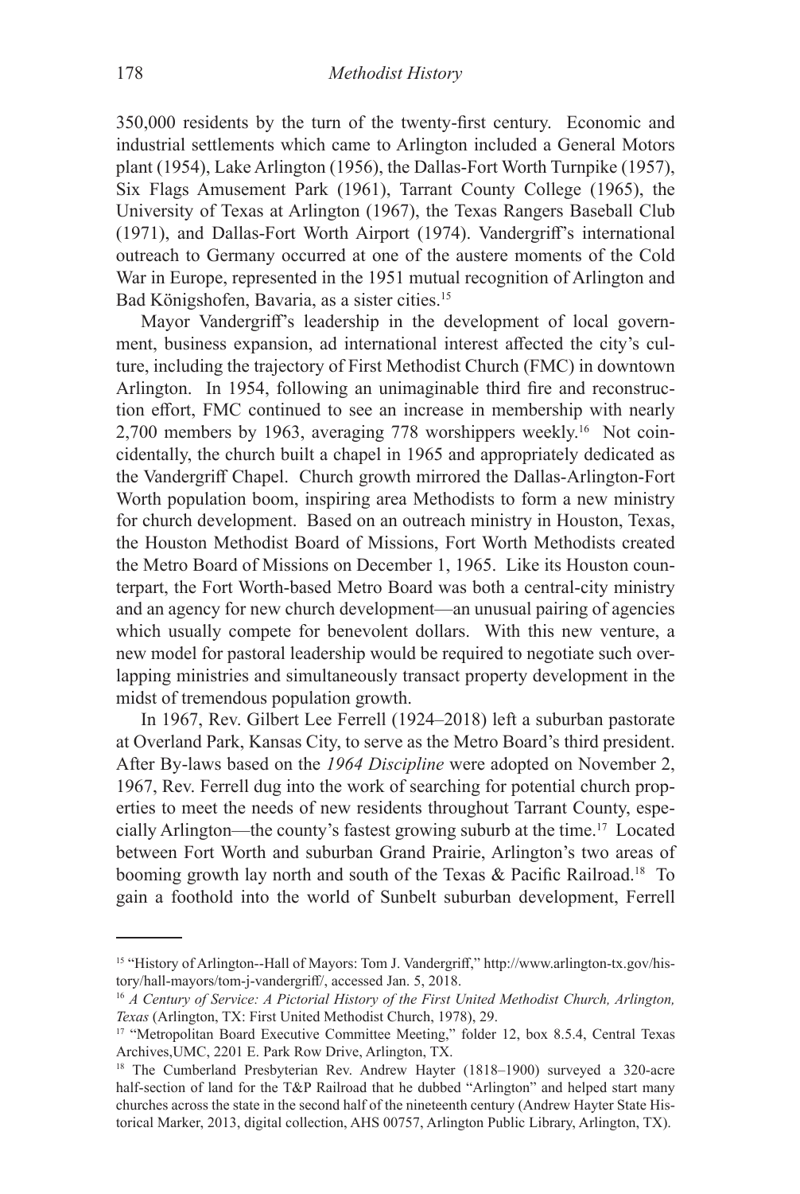350,000 residents by the turn of the twenty-first century. Economic and industrial settlements which came to Arlington included a General Motors plant (1954), Lake Arlington (1956), the Dallas-Fort Worth Turnpike (1957), Six Flags Amusement Park (1961), Tarrant County College (1965), the University of Texas at Arlington (1967), the Texas Rangers Baseball Club (1971), and Dallas-Fort Worth Airport (1974). Vandergriff's international outreach to Germany occurred at one of the austere moments of the Cold War in Europe, represented in the 1951 mutual recognition of Arlington and Bad Königshofen, Bavaria, as a sister cities.[15]

Mayor Vandergriff's leadership in the development of local government, business expansion, ad international interest affected the city's culture, including the trajectory of First Methodist Church (FMC) in downtown Arlington. In 1954, following an unimaginable third fire and reconstruction effort, FMC continued to see an increase in membership with nearly 2,700 members by 1963, averaging 778 worshippers weekly.[16] Not coincidentally, the church built a chapel in 1965 and appropriately dedicated as the Vandergriff Chapel. Church growth mirrored the Dallas-Arlington-Fort Worth population boom, inspiring area Methodists to form a new ministry for church development. Based on an outreach ministry in Houston, Texas, the Houston Methodist Board of Missions, Fort Worth Methodists created the Metro Board of Missions on December 1, 1965. Like its Houston counterpart, the Fort Worth-based Metro Board was both a central-city ministry and an agency for new church development—an unusual pairing of agencies which usually compete for benevolent dollars. With this new venture, a new model for pastoral leadership would be required to negotiate such overlapping ministries and simultaneously transact property development in the midst of tremendous population growth.

In 1967, Rev. Gilbert Lee Ferrell (1924–2018) left a suburban pastorate at Overland Park, Kansas City, to serve as the Metro Board's third president. After By-laws based on the *1964 Discipline* were adopted on November 2, 1967, Rev. Ferrell dug into the work of searching for potential church properties to meet the needs of new residents throughout Tarrant County, especially Arlington—the county's fastest growing suburb at the time.[17] Located between Fort Worth and suburban Grand Prairie, Arlington's two areas of booming growth lay north and south of the Texas & Pacific Railroad.[18] To gain a foothold into the world of Sunbelt suburban development, Ferrell

---

[15] "History of Arlington--Hall of Mayors: Tom J. Vandergriff," http://www.arlington-tx.gov/history/hall-mayors/tom-j-vandergriff/, accessed Jan. 5, 2018.

[16] *A Century of Service: A Pictorial History of the First United Methodist Church, Arlington, Texas* (Arlington, TX: First United Methodist Church, 1978), 29.

[17] "Metropolitan Board Executive Committee Meeting," folder 12, box 8.5.4, Central Texas Archives,UMC, 2201 E. Park Row Drive, Arlington, TX.

[18] The Cumberland Presbyterian Rev. Andrew Hayter (1818–1900) surveyed a 320-acre half-section of land for the T&P Railroad that he dubbed "Arlington" and helped start many churches across the state in the second half of the nineteenth century (Andrew Hayter State Historical Marker, 2013, digital collection, AHS 00757, Arlington Public Library, Arlington, TX).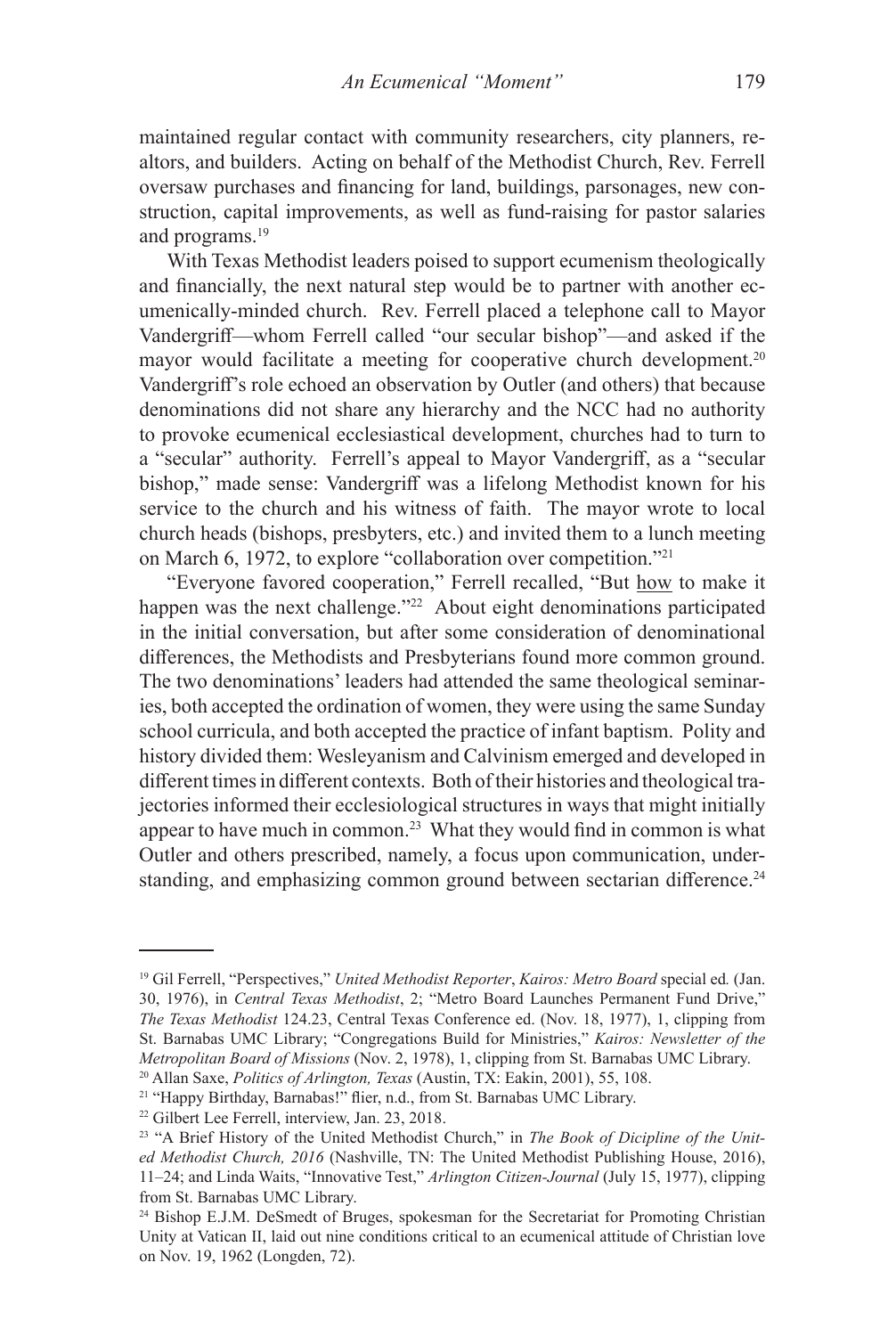maintained regular contact with community researchers, city planners, realtors, and builders. Acting on behalf of the Methodist Church, Rev. Ferrell oversaw purchases and financing for land, buildings, parsonages, new construction, capital improvements, as well as fund-raising for pastor salaries and programs.[19]

With Texas Methodist leaders poised to support ecumenism theologically and financially, the next natural step would be to partner with another ecumenically-minded church. Rev. Ferrell placed a telephone call to Mayor Vandergriff—whom Ferrell called "our secular bishop"—and asked if the mayor would facilitate a meeting for cooperative church development.[20] Vandergriff's role echoed an observation by Outler (and others) that because denominations did not share any hierarchy and the NCC had no authority to provoke ecumenical ecclesiastical development, churches had to turn to a "secular" authority. Ferrell's appeal to Mayor Vandergriff, as a "secular bishop," made sense: Vandergriff was a lifelong Methodist known for his service to the church and his witness of faith. The mayor wrote to local church heads (bishops, presbyters, etc.) and invited them to a lunch meeting on March 6, 1972, to explore "collaboration over competition."[21]

"Everyone favored cooperation," Ferrell recalled, "But how to make it happen was the next challenge."[22] About eight denominations participated in the initial conversation, but after some consideration of denominational differences, the Methodists and Presbyterians found more common ground. The two denominations' leaders had attended the same theological seminaries, both accepted the ordination of women, they were using the same Sunday school curricula, and both accepted the practice of infant baptism. Polity and history divided them: Wesleyanism and Calvinism emerged and developed in different times in different contexts. Both of their histories and theological trajectories informed their ecclesiological structures in ways that might initially appear to have much in common.[23] What they would find in common is what Outler and others prescribed, namely, a focus upon communication, understanding, and emphasizing common ground between sectarian difference.[24]

---

[19] Gil Ferrell, "Perspectives," *United Methodist Reporter*, *Kairos: Metro Board* special ed. (Jan. 30, 1976), in *Central Texas Methodist*, 2; "Metro Board Launches Permanent Fund Drive," *The Texas Methodist* 124.23, Central Texas Conference ed. (Nov. 18, 1977), 1, clipping from St. Barnabas UMC Library; "Congregations Build for Ministries," *Kairos: Newsletter of the Metropolitan Board of Missions* (Nov. 2, 1978), 1, clipping from St. Barnabas UMC Library.

[20] Allan Saxe, *Politics of Arlington, Texas* (Austin, TX: Eakin, 2001), 55, 108.

[21] "Happy Birthday, Barnabas!" flier, n.d., from St. Barnabas UMC Library.

[22] Gilbert Lee Ferrell, interview, Jan. 23, 2018.

[23] "A Brief History of the United Methodist Church," in *The Book of Dicipline of the United Methodist Church, 2016* (Nashville, TN: The United Methodist Publishing House, 2016), 11–24; and Linda Waits, "Innovative Test," *Arlington Citizen-Journal* (July 15, 1977), clipping from St. Barnabas UMC Library.

[24] Bishop E.J.M. DeSmedt of Bruges, spokesman for the Secretariat for Promoting Christian Unity at Vatican II, laid out nine conditions critical to an ecumenical attitude of Christian love on Nov. 19, 1962 (Longden, 72).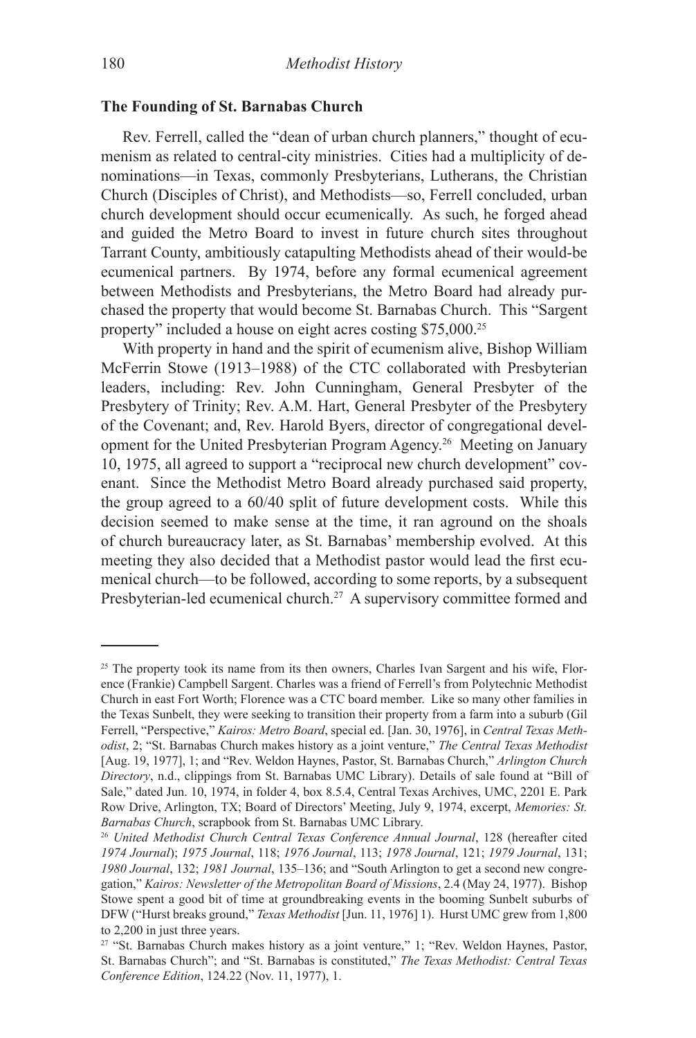### The Founding of St. Barnabas Church

Rev. Ferrell, called the "dean of urban church planners," thought of ecumenism as related to central-city ministries. Cities had a multiplicity of denominations—in Texas, commonly Presbyterians, Lutherans, the Christian Church (Disciples of Christ), and Methodists—so, Ferrell concluded, urban church development should occur ecumenically. As such, he forged ahead and guided the Metro Board to invest in future church sites throughout Tarrant County, ambitiously catapulting Methodists ahead of their would-be ecumenical partners. By 1974, before any formal ecumenical agreement between Methodists and Presbyterians, the Metro Board had already purchased the property that would become St. Barnabas Church. This "Sargent property" included a house on eight acres costing $75,000.[25]

With property in hand and the spirit of ecumenism alive, Bishop William McFerrin Stowe (1913–1988) of the CTC collaborated with Presbyterian leaders, including: Rev. John Cunningham, General Presbyter of the Presbytery of Trinity; Rev. A.M. Hart, General Presbyter of the Presbytery of the Covenant; and, Rev. Harold Byers, director of congregational development for the United Presbyterian Program Agency.[26] Meeting on January 10, 1975, all agreed to support a "reciprocal new church development" covenant. Since the Methodist Metro Board already purchased said property, the group agreed to a 60/40 split of future development costs. While this decision seemed to make sense at the time, it ran aground on the shoals of church bureaucracy later, as St. Barnabas' membership evolved. At this meeting they also decided that a Methodist pastor would lead the first ecumenical church—to be followed, according to some reports, by a subsequent Presbyterian-led ecumenical church.[27] A supervisory committee formed and

---

[25] The property took its name from its then owners, Charles Ivan Sargent and his wife, Florence (Frankie) Campbell Sargent. Charles was a friend of Ferrell's from Polytechnic Methodist Church in east Fort Worth; Florence was a CTC board member. Like so many other families in the Texas Sunbelt, they were seeking to transition their property from a farm into a suburb (Gil Ferrell, "Perspective," *Kairos: Metro Board*, special ed. [Jan. 30, 1976], in *Central Texas Methodist*, 2; "St. Barnabas Church makes history as a joint venture," *The Central Texas Methodist* [Aug. 19, 1977], 1; and "Rev. Weldon Haynes, Pastor, St. Barnabas Church," *Arlington Church Directory*, n.d., clippings from St. Barnabas UMC Library). Details of sale found at "Bill of Sale," dated Jun. 10, 1974, in folder 4, box 8.5.4, Central Texas Archives, UMC, 2201 E. Park Row Drive, Arlington, TX; Board of Directors' Meeting, July 9, 1974, excerpt, *Memories: St. Barnabas Church*, scrapbook from St. Barnabas UMC Library.

[26] *United Methodist Church Central Texas Conference Annual Journal*, 128 (hereafter cited *1974 Journal*); *1975 Journal*, 118; *1976 Journal*, 113; *1978 Journal*, 121; *1979 Journal*, 131; *1980 Journal*, 132; *1981 Journal*, 135–136; and "South Arlington to get a second new congregation," *Kairos: Newsletter of the Metropolitan Board of Missions*, 2.4 (May 24, 1977). Bishop Stowe spent a good bit of time at groundbreaking events in the booming Sunbelt suburbs of DFW ("Hurst breaks ground," *Texas Methodist* [Jun. 11, 1976] 1). Hurst UMC grew from 1,800 to 2,200 in just three years.

[27] "St. Barnabas Church makes history as a joint venture," 1; "Rev. Weldon Haynes, Pastor, St. Barnabas Church"; and "St. Barnabas is constituted," *The Texas Methodist: Central Texas Conference Edition*, 124.22 (Nov. 11, 1977), 1.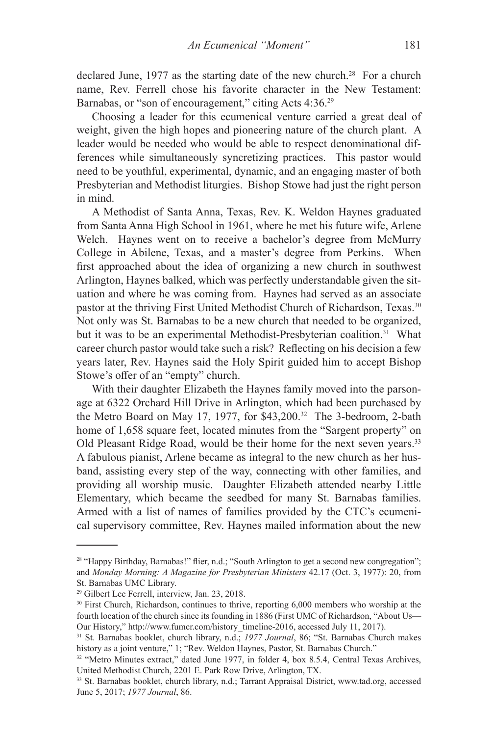declared June, 1977 as the starting date of the new church.[28] For a church name, Rev. Ferrell chose his favorite character in the New Testament: Barnabas, or "son of encouragement," citing Acts 4:36.[29]

Choosing a leader for this ecumenical venture carried a great deal of weight, given the high hopes and pioneering nature of the church plant. A leader would be needed who would be able to respect denominational differences while simultaneously syncretizing practices. This pastor would need to be youthful, experimental, dynamic, and an engaging master of both Presbyterian and Methodist liturgies. Bishop Stowe had just the right person in mind.

A Methodist of Santa Anna, Texas, Rev. K. Weldon Haynes graduated from Santa Anna High School in 1961, where he met his future wife, Arlene Welch. Haynes went on to receive a bachelor's degree from McMurry College in Abilene, Texas, and a master's degree from Perkins. When first approached about the idea of organizing a new church in southwest Arlington, Haynes balked, which was perfectly understandable given the situation and where he was coming from. Haynes had served as an associate pastor at the thriving First United Methodist Church of Richardson, Texas.[30] Not only was St. Barnabas to be a new church that needed to be organized, but it was to be an experimental Methodist-Presbyterian coalition.[31] What career church pastor would take such a risk? Reflecting on his decision a few years later, Rev. Haynes said the Holy Spirit guided him to accept Bishop Stowe's offer of an "empty" church.

With their daughter Elizabeth the Haynes family moved into the parsonage at 6322 Orchard Hill Drive in Arlington, which had been purchased by the Metro Board on May 17, 1977, for $43,200.[32] The 3-bedroom, 2-bath home of 1,658 square feet, located minutes from the "Sargent property" on Old Pleasant Ridge Road, would be their home for the next seven years.[33] A fabulous pianist, Arlene became as integral to the new church as her husband, assisting every step of the way, connecting with other families, and providing all worship music. Daughter Elizabeth attended nearby Little Elementary, which became the seedbed for many St. Barnabas families. Armed with a list of names of families provided by the CTC's ecumenical supervisory committee, Rev. Haynes mailed information about the new

---

[28] "Happy Birthday, Barnabas!" flier, n.d.; "South Arlington to get a second new congregation"; and *Monday Morning: A Magazine for Presbyterian Ministers* 42.17 (Oct. 3, 1977): 20, from St. Barnabas UMC Library.

[29] Gilbert Lee Ferrell, interview, Jan. 23, 2018.

[30] First Church, Richardson, continues to thrive, reporting 6,000 members who worship at the fourth location of the church since its founding in 1886 (First UMC of Richardson, "About Us—Our History," http://www.fumcr.com/history_timeline-2016, accessed July 11, 2017).

[31] St. Barnabas booklet, church library, n.d.; *1977 Journal*, 86; "St. Barnabas Church makes history as a joint venture," 1; "Rev. Weldon Haynes, Pastor, St. Barnabas Church."

[32] "Metro Minutes extract," dated June 1977, in folder 4, box 8.5.4, Central Texas Archives, United Methodist Church, 2201 E. Park Row Drive, Arlington, TX.

[33] St. Barnabas booklet, church library, n.d.; Tarrant Appraisal District, www.tad.org, accessed June 5, 2017; *1977 Journal*, 86.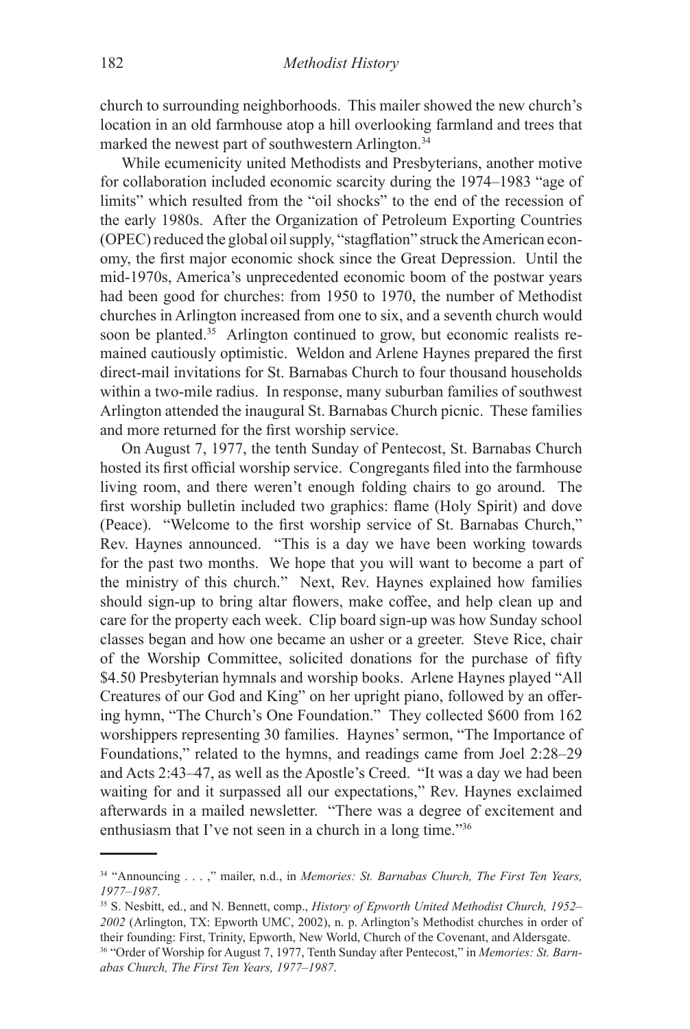church to surrounding neighborhoods. This mailer showed the new church's location in an old farmhouse atop a hill overlooking farmland and trees that marked the newest part of southwestern Arlington.[34]

While ecumenicity united Methodists and Presbyterians, another motive for collaboration included economic scarcity during the 1974–1983 "age of limits" which resulted from the "oil shocks" to the end of the recession of the early 1980s. After the Organization of Petroleum Exporting Countries (OPEC) reduced the global oil supply, "stagflation" struck the American economy, the first major economic shock since the Great Depression. Until the mid-1970s, America's unprecedented economic boom of the postwar years had been good for churches: from 1950 to 1970, the number of Methodist churches in Arlington increased from one to six, and a seventh church would soon be planted.[35] Arlington continued to grow, but economic realists remained cautiously optimistic. Weldon and Arlene Haynes prepared the first direct-mail invitations for St. Barnabas Church to four thousand households within a two-mile radius. In response, many suburban families of southwest Arlington attended the inaugural St. Barnabas Church picnic. These families and more returned for the first worship service.

On August 7, 1977, the tenth Sunday of Pentecost, St. Barnabas Church hosted its first official worship service. Congregants filed into the farmhouse living room, and there weren't enough folding chairs to go around. The first worship bulletin included two graphics: flame (Holy Spirit) and dove (Peace). "Welcome to the first worship service of St. Barnabas Church," Rev. Haynes announced. "This is a day we have been working towards for the past two months. We hope that you will want to become a part of the ministry of this church." Next, Rev. Haynes explained how families should sign-up to bring altar flowers, make coffee, and help clean up and care for the property each week. Clip board sign-up was how Sunday school classes began and how one became an usher or a greeter. Steve Rice, chair of the Worship Committee, solicited donations for the purchase of fifty $4.50 Presbyterian hymnals and worship books. Arlene Haynes played "All Creatures of our God and King" on her upright piano, followed by an offering hymn, "The Church's One Foundation." They collected $600 from 162 worshippers representing 30 families. Haynes' sermon, "The Importance of Foundations," related to the hymns, and readings came from Joel 2:28–29 and Acts 2:43–47, as well as the Apostle's Creed. "It was a day we had been waiting for and it surpassed all our expectations," Rev. Haynes exclaimed afterwards in a mailed newsletter. "There was a degree of excitement and enthusiasm that I've not seen in a church in a long time."[36]

---

[34] "Announcing . . . ," mailer, n.d., in *Memories: St. Barnabas Church, The First Ten Years, 1977–1987*.

[35] S. Nesbitt, ed., and N. Bennett, comp., *History of Epworth United Methodist Church, 1952–2002* (Arlington, TX: Epworth UMC, 2002), n. p. Arlington's Methodist churches in order of their founding: First, Trinity, Epworth, New World, Church of the Covenant, and Aldersgate.

[36] "Order of Worship for August 7, 1977, Tenth Sunday after Pentecost," in *Memories: St. Barnabas Church, The First Ten Years, 1977–1987*.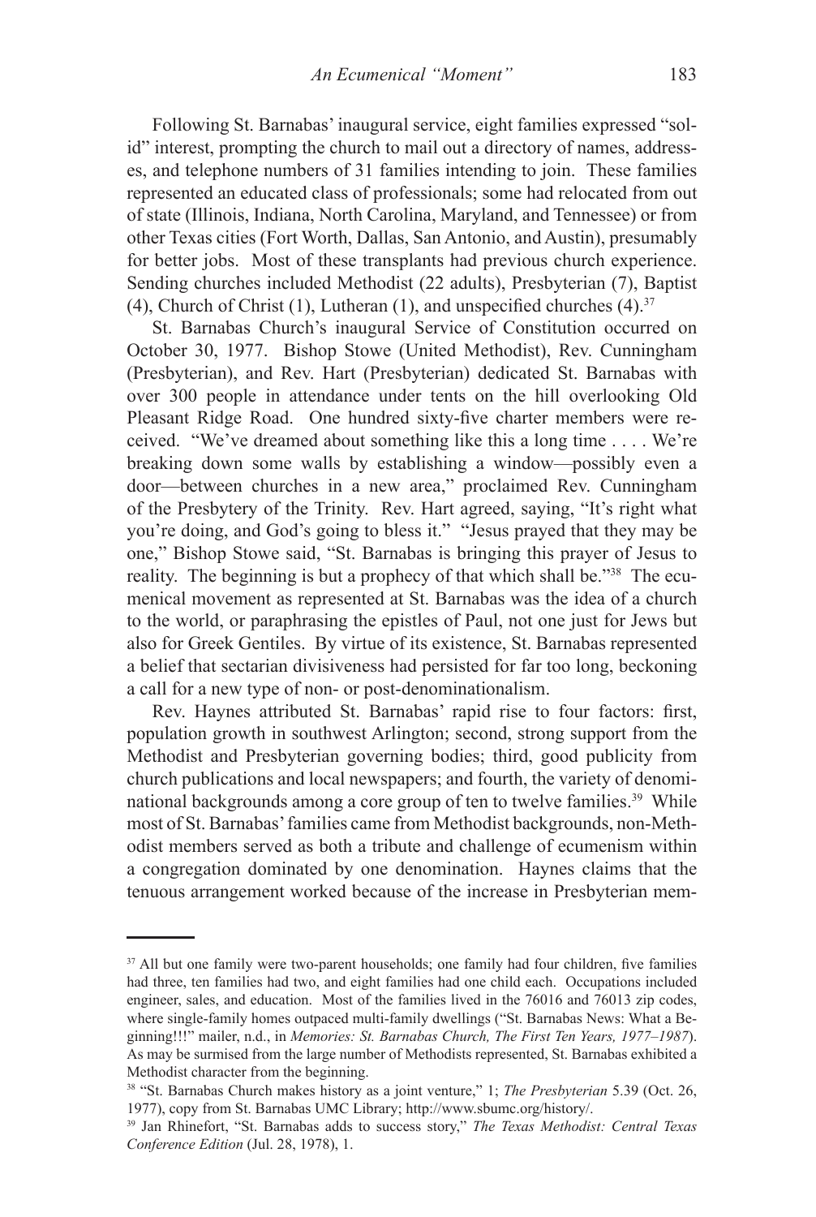Following St. Barnabas' inaugural service, eight families expressed "solid" interest, prompting the church to mail out a directory of names, addresses, and telephone numbers of 31 families intending to join. These families represented an educated class of professionals; some had relocated from out of state (Illinois, Indiana, North Carolina, Maryland, and Tennessee) or from other Texas cities (Fort Worth, Dallas, San Antonio, and Austin), presumably for better jobs. Most of these transplants had previous church experience. Sending churches included Methodist (22 adults), Presbyterian (7), Baptist (4), Church of Christ (1), Lutheran (1), and unspecified churches (4).[37]

St. Barnabas Church's inaugural Service of Constitution occurred on October 30, 1977. Bishop Stowe (United Methodist), Rev. Cunningham (Presbyterian), and Rev. Hart (Presbyterian) dedicated St. Barnabas with over 300 people in attendance under tents on the hill overlooking Old Pleasant Ridge Road. One hundred sixty-five charter members were received. "We've dreamed about something like this a long time . . . . We're breaking down some walls by establishing a window—possibly even a door—between churches in a new area," proclaimed Rev. Cunningham of the Presbytery of the Trinity. Rev. Hart agreed, saying, "It's right what you're doing, and God's going to bless it." "Jesus prayed that they may be one," Bishop Stowe said, "St. Barnabas is bringing this prayer of Jesus to reality. The beginning is but a prophecy of that which shall be."[38] The ecumenical movement as represented at St. Barnabas was the idea of a church to the world, or paraphrasing the epistles of Paul, not one just for Jews but also for Greek Gentiles. By virtue of its existence, St. Barnabas represented a belief that sectarian divisiveness had persisted for far too long, beckoning a call for a new type of non- or post-denominationalism.

Rev. Haynes attributed St. Barnabas' rapid rise to four factors: first, population growth in southwest Arlington; second, strong support from the Methodist and Presbyterian governing bodies; third, good publicity from church publications and local newspapers; and fourth, the variety of denominational backgrounds among a core group of ten to twelve families.[39] While most of St. Barnabas' families came from Methodist backgrounds, non-Methodist members served as both a tribute and challenge of ecumenism within a congregation dominated by one denomination. Haynes claims that the tenuous arrangement worked because of the increase in Presbyterian mem-

---

[37] All but one family were two-parent households; one family had four children, five families had three, ten families had two, and eight families had one child each. Occupations included engineer, sales, and education. Most of the families lived in the 76016 and 76013 zip codes, where single-family homes outpaced multi-family dwellings ("St. Barnabas News: What a Beginning!!!" mailer, n.d., in *Memories: St. Barnabas Church, The First Ten Years, 1977–1987*). As may be surmised from the large number of Methodists represented, St. Barnabas exhibited a Methodist character from the beginning.

[38] "St. Barnabas Church makes history as a joint venture," 1; *The Presbyterian* 5.39 (Oct. 26, 1977), copy from St. Barnabas UMC Library; http://www.sbumc.org/history/.

[39] Jan Rhinefort, "St. Barnabas adds to success story," *The Texas Methodist: Central Texas Conference Edition* (Jul. 28, 1978), 1.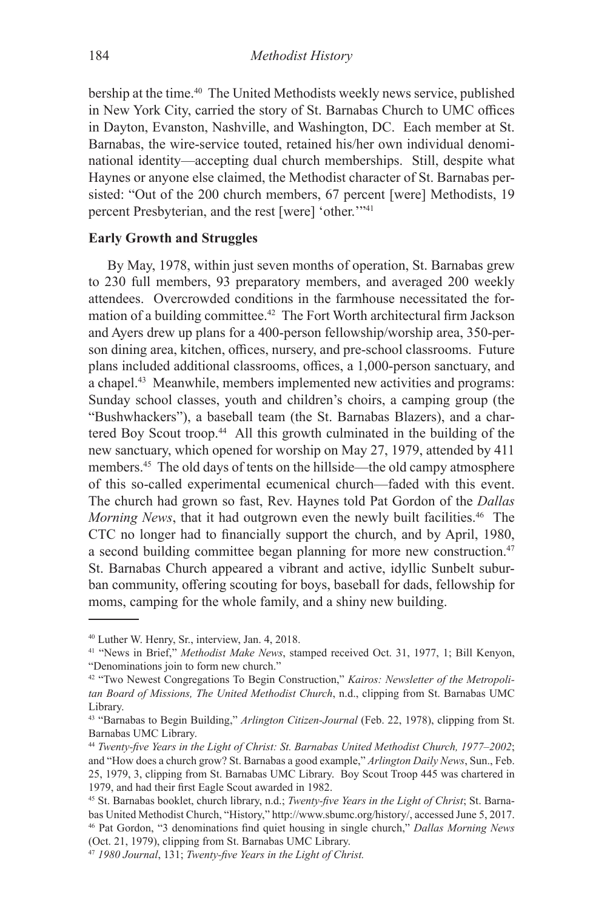bership at the time.[40] The United Methodists weekly news service, published in New York City, carried the story of St. Barnabas Church to UMC offices in Dayton, Evanston, Nashville, and Washington, DC. Each member at St. Barnabas, the wire-service touted, retained his/her own individual denominational identity—accepting dual church memberships. Still, despite what Haynes or anyone else claimed, the Methodist character of St. Barnabas persisted: "Out of the 200 church members, 67 percent [were] Methodists, 19 percent Presbyterian, and the rest [were] 'other.'"[41]

### Early Growth and Struggles

By May, 1978, within just seven months of operation, St. Barnabas grew to 230 full members, 93 preparatory members, and averaged 200 weekly attendees. Overcrowded conditions in the farmhouse necessitated the formation of a building committee.[42] The Fort Worth architectural firm Jackson and Ayers drew up plans for a 400-person fellowship/worship area, 350-person dining area, kitchen, offices, nursery, and pre-school classrooms. Future plans included additional classrooms, offices, a 1,000-person sanctuary, and a chapel.[43] Meanwhile, members implemented new activities and programs: Sunday school classes, youth and children's choirs, a camping group (the "Bushwhackers"), a baseball team (the St. Barnabas Blazers), and a chartered Boy Scout troop.[44] All this growth culminated in the building of the new sanctuary, which opened for worship on May 27, 1979, attended by 411 members.[45] The old days of tents on the hillside—the old campy atmosphere of this so-called experimental ecumenical church—faded with this event. The church had grown so fast, Rev. Haynes told Pat Gordon of the *Dallas Morning News*, that it had outgrown even the newly built facilities.[46] The CTC no longer had to financially support the church, and by April, 1980, a second building committee began planning for more new construction.[47] St. Barnabas Church appeared a vibrant and active, idyllic Sunbelt suburban community, offering scouting for boys, baseball for dads, fellowship for moms, camping for the whole family, and a shiny new building.

---

[40] Luther W. Henry, Sr., interview, Jan. 4, 2018.

[41] "News in Brief," *Methodist Make News*, stamped received Oct. 31, 1977, 1; Bill Kenyon, "Denominations join to form new church."

[42] "Two Newest Congregations To Begin Construction," *Kairos: Newsletter of the Metropolitan Board of Missions, The United Methodist Church*, n.d., clipping from St. Barnabas UMC Library.

[43] "Barnabas to Begin Building," *Arlington Citizen-Journal* (Feb. 22, 1978), clipping from St. Barnabas UMC Library.

[44] *Twenty-five Years in the Light of Christ: St. Barnabas United Methodist Church, 1977–2002*; and "How does a church grow? St. Barnabas a good example," *Arlington Daily News*, Sun., Feb. 25, 1979, 3, clipping from St. Barnabas UMC Library. Boy Scout Troop 445 was chartered in 1979, and had their first Eagle Scout awarded in 1982.

[45] St. Barnabas booklet, church library, n.d.; *Twenty-five Years in the Light of Christ*; St. Barnabas United Methodist Church, "History," http://www.sbumc.org/history/, accessed June 5, 2017.

[46] Pat Gordon, "3 denominations find quiet housing in single church," *Dallas Morning News* (Oct. 21, 1979), clipping from St. Barnabas UMC Library.

[47] *1980 Journal*, 131; *Twenty-five Years in the Light of Christ.*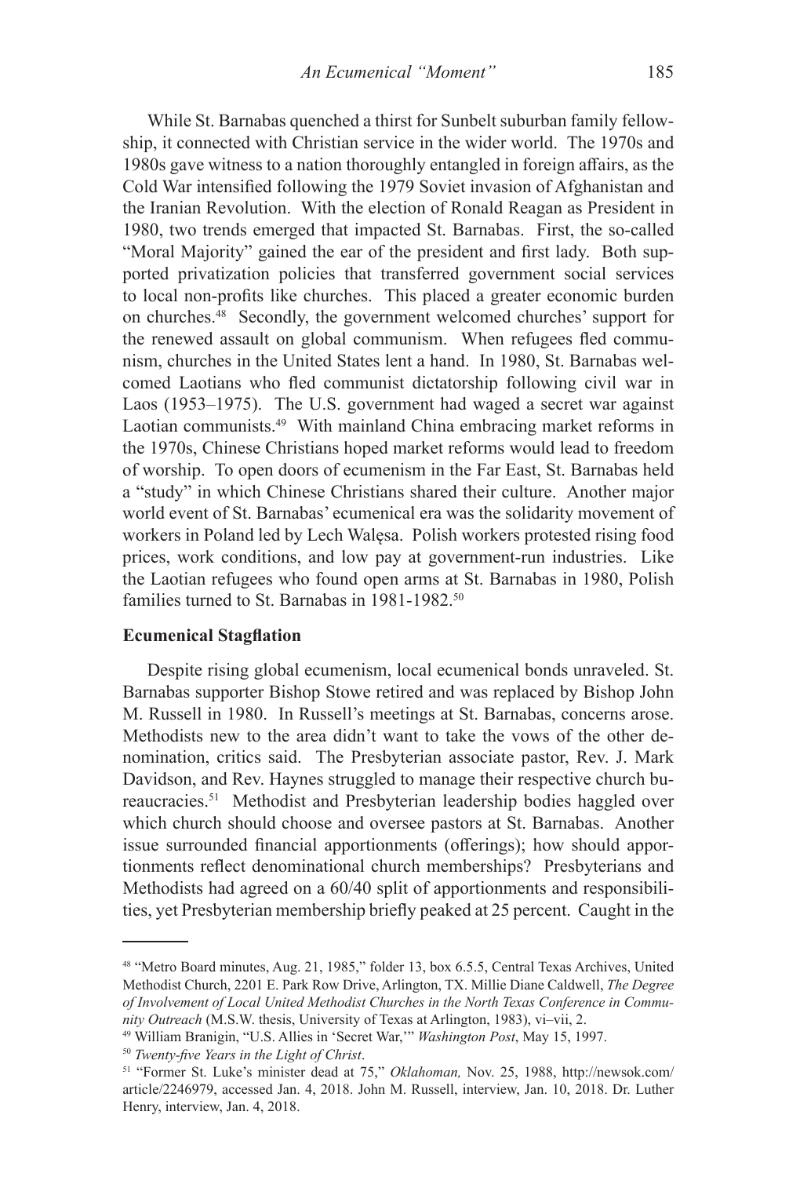While St. Barnabas quenched a thirst for Sunbelt suburban family fellowship, it connected with Christian service in the wider world. The 1970s and 1980s gave witness to a nation thoroughly entangled in foreign affairs, as the Cold War intensified following the 1979 Soviet invasion of Afghanistan and the Iranian Revolution. With the election of Ronald Reagan as President in 1980, two trends emerged that impacted St. Barnabas. First, the so-called "Moral Majority" gained the ear of the president and first lady. Both supported privatization policies that transferred government social services to local non-profits like churches. This placed a greater economic burden on churches.[48] Secondly, the government welcomed churches' support for the renewed assault on global communism. When refugees fled communism, churches in the United States lent a hand. In 1980, St. Barnabas welcomed Laotians who fled communist dictatorship following civil war in Laos (1953–1975). The U.S. government had waged a secret war against Laotian communists.[49] With mainland China embracing market reforms in the 1970s, Chinese Christians hoped market reforms would lead to freedom of worship. To open doors of ecumenism in the Far East, St. Barnabas held a "study" in which Chinese Christians shared their culture. Another major world event of St. Barnabas' ecumenical era was the solidarity movement of workers in Poland led by Lech Wałęsa. Polish workers protested rising food prices, work conditions, and low pay at government-run industries. Like the Laotian refugees who found open arms at St. Barnabas in 1980, Polish families turned to St. Barnabas in 1981-1982.[50]

**Ecumenical Stagflation**

Despite rising global ecumenism, local ecumenical bonds unraveled. St. Barnabas supporter Bishop Stowe retired and was replaced by Bishop John M. Russell in 1980. In Russell's meetings at St. Barnabas, concerns arose. Methodists new to the area didn't want to take the vows of the other denomination, critics said. The Presbyterian associate pastor, Rev. J. Mark Davidson, and Rev. Haynes struggled to manage their respective church bureaucracies.[51] Methodist and Presbyterian leadership bodies haggled over which church should choose and oversee pastors at St. Barnabas. Another issue surrounded financial apportionments (offerings); how should apportionments reflect denominational church memberships? Presbyterians and Methodists had agreed on a 60/40 split of apportionments and responsibilities, yet Presbyterian membership briefly peaked at 25 percent. Caught in the

---

[48] "Metro Board minutes, Aug. 21, 1985," folder 13, box 6.5.5, Central Texas Archives, United Methodist Church, 2201 E. Park Row Drive, Arlington, TX. Millie Diane Caldwell, *The Degree of Involvement of Local United Methodist Churches in the North Texas Conference in Community Outreach* (M.S.W. thesis, University of Texas at Arlington, 1983), vi–vii, 2.

[49] William Branigin, "U.S. Allies in 'Secret War,'" *Washington Post*, May 15, 1997.

[50] *Twenty-five Years in the Light of Christ*.

[51] "Former St. Luke's minister dead at 75," *Oklahoman,* Nov. 25, 1988, http://newsok.com/article/2246979, accessed Jan. 4, 2018. John M. Russell, interview, Jan. 10, 2018. Dr. Luther Henry, interview, Jan. 4, 2018.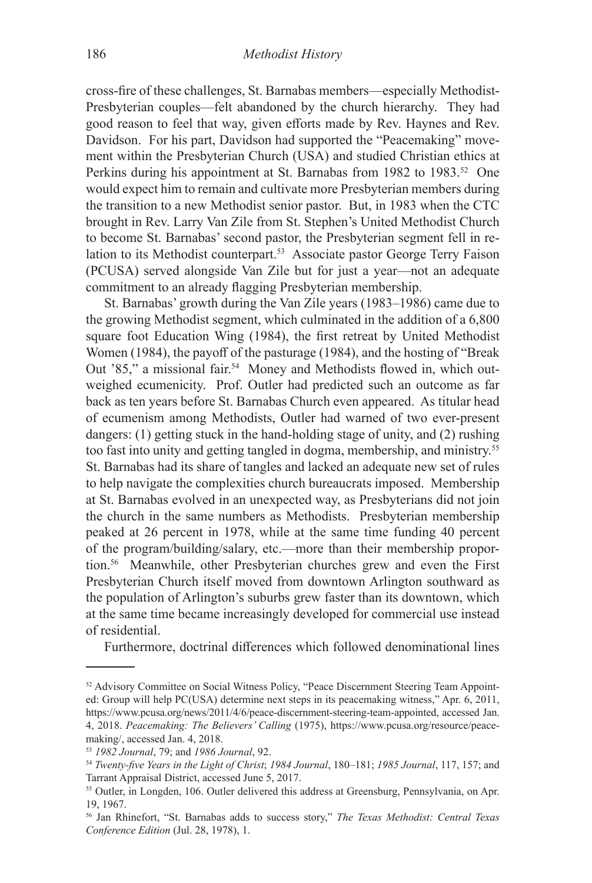cross-fire of these challenges, St. Barnabas members—especially Methodist-Presbyterian couples—felt abandoned by the church hierarchy. They had good reason to feel that way, given efforts made by Rev. Haynes and Rev. Davidson. For his part, Davidson had supported the "Peacemaking" movement within the Presbyterian Church (USA) and studied Christian ethics at Perkins during his appointment at St. Barnabas from 1982 to 1983.[52] One would expect him to remain and cultivate more Presbyterian members during the transition to a new Methodist senior pastor. But, in 1983 when the CTC brought in Rev. Larry Van Zile from St. Stephen's United Methodist Church to become St. Barnabas' second pastor, the Presbyterian segment fell in relation to its Methodist counterpart.[53] Associate pastor George Terry Faison (PCUSA) served alongside Van Zile but for just a year—not an adequate commitment to an already flagging Presbyterian membership.

St. Barnabas' growth during the Van Zile years (1983–1986) came due to the growing Methodist segment, which culminated in the addition of a 6,800 square foot Education Wing (1984), the first retreat by United Methodist Women (1984), the payoff of the pasturage (1984), and the hosting of "Break Out '85," a missional fair.[54] Money and Methodists flowed in, which outweighed ecumenicity. Prof. Outler had predicted such an outcome as far back as ten years before St. Barnabas Church even appeared. As titular head of ecumenism among Methodists, Outler had warned of two ever-present dangers: (1) getting stuck in the hand-holding stage of unity, and (2) rushing too fast into unity and getting tangled in dogma, membership, and ministry.[55] St. Barnabas had its share of tangles and lacked an adequate new set of rules to help navigate the complexities church bureaucrats imposed. Membership at St. Barnabas evolved in an unexpected way, as Presbyterians did not join the church in the same numbers as Methodists. Presbyterian membership peaked at 26 percent in 1978, while at the same time funding 40 percent of the program/building/salary, etc.—more than their membership proportion.[56] Meanwhile, other Presbyterian churches grew and even the First Presbyterian Church itself moved from downtown Arlington southward as the population of Arlington's suburbs grew faster than its downtown, which at the same time became increasingly developed for commercial use instead of residential.

Furthermore, doctrinal differences which followed denominational lines

---

[52] Advisory Committee on Social Witness Policy, "Peace Discernment Steering Team Appointed: Group will help PC(USA) determine next steps in its peacemaking witness," Apr. 6, 2011, https://www.pcusa.org/news/2011/4/6/peace-discernment-steering-team-appointed, accessed Jan. 4, 2018. *Peacemaking: The Believers' Calling* (1975), https://www.pcusa.org/resource/peacemaking/, accessed Jan. 4, 2018.

[53] *1982 Journal*, 79; and *1986 Journal*, 92.

[54] *Twenty-five Years in the Light of Christ*; *1984 Journal*, 180–181; *1985 Journal*, 117, 157; and Tarrant Appraisal District, accessed June 5, 2017.

[55] Outler, in Longden, 106. Outler delivered this address at Greensburg, Pennsylvania, on Apr. 19, 1967.

[56] Jan Rhinefort, "St. Barnabas adds to success story," *The Texas Methodist: Central Texas Conference Edition* (Jul. 28, 1978), 1.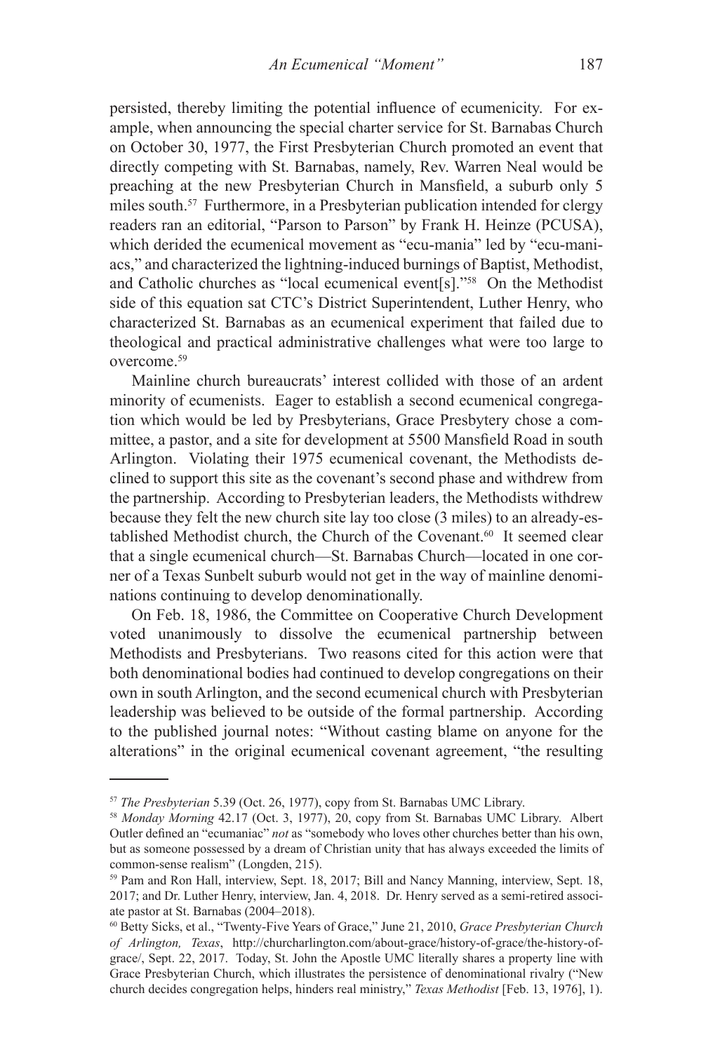persisted, thereby limiting the potential influence of ecumenicity. For example, when announcing the special charter service for St. Barnabas Church on October 30, 1977, the First Presbyterian Church promoted an event that directly competing with St. Barnabas, namely, Rev. Warren Neal would be preaching at the new Presbyterian Church in Mansfield, a suburb only 5 miles south.[57] Furthermore, in a Presbyterian publication intended for clergy readers ran an editorial, "Parson to Parson" by Frank H. Heinze (PCUSA), which derided the ecumenical movement as "ecu-mania" led by "ecu-maniacs," and characterized the lightning-induced burnings of Baptist, Methodist, and Catholic churches as "local ecumenical event[s]."[58] On the Methodist side of this equation sat CTC's District Superintendent, Luther Henry, who characterized St. Barnabas as an ecumenical experiment that failed due to theological and practical administrative challenges what were too large to overcome.[59]

Mainline church bureaucrats' interest collided with those of an ardent minority of ecumenists. Eager to establish a second ecumenical congregation which would be led by Presbyterians, Grace Presbytery chose a committee, a pastor, and a site for development at 5500 Mansfield Road in south Arlington. Violating their 1975 ecumenical covenant, the Methodists declined to support this site as the covenant's second phase and withdrew from the partnership. According to Presbyterian leaders, the Methodists withdrew because they felt the new church site lay too close (3 miles) to an already-established Methodist church, the Church of the Covenant.[60] It seemed clear that a single ecumenical church—St. Barnabas Church—located in one corner of a Texas Sunbelt suburb would not get in the way of mainline denominations continuing to develop denominationally.

On Feb. 18, 1986, the Committee on Cooperative Church Development voted unanimously to dissolve the ecumenical partnership between Methodists and Presbyterians. Two reasons cited for this action were that both denominational bodies had continued to develop congregations on their own in south Arlington, and the second ecumenical church with Presbyterian leadership was believed to be outside of the formal partnership. According to the published journal notes: "Without casting blame on anyone for the alterations" in the original ecumenical covenant agreement, "the resulting

---

[57] *The Presbyterian* 5.39 (Oct. 26, 1977), copy from St. Barnabas UMC Library.

[58] *Monday Morning* 42.17 (Oct. 3, 1977), 20, copy from St. Barnabas UMC Library. Albert Outler defined an "ecumaniac" *not* as "somebody who loves other churches better than his own, but as someone possessed by a dream of Christian unity that has always exceeded the limits of common-sense realism" (Longden, 215).

[59] Pam and Ron Hall, interview, Sept. 18, 2017; Bill and Nancy Manning, interview, Sept. 18, 2017; and Dr. Luther Henry, interview, Jan. 4, 2018. Dr. Henry served as a semi-retired associate pastor at St. Barnabas (2004–2018).

[60] Betty Sicks, et al., "Twenty-Five Years of Grace," June 21, 2010, *Grace Presbyterian Church of Arlington, Texas*, http://churcharlington.com/about-grace/history-of-grace/the-history-of-grace/, Sept. 22, 2017. Today, St. John the Apostle UMC literally shares a property line with Grace Presbyterian Church, which illustrates the persistence of denominational rivalry ("New church decides congregation helps, hinders real ministry," *Texas Methodist* [Feb. 13, 1976], 1).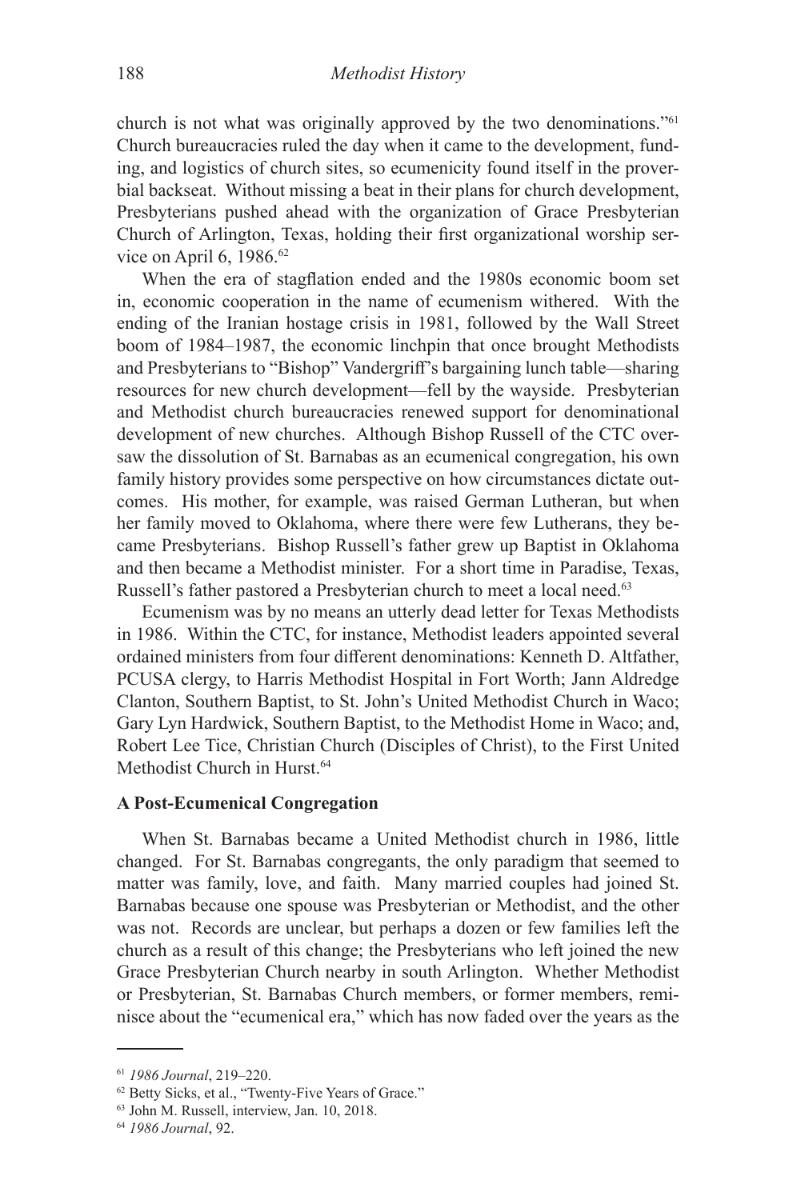church is not what was originally approved by the two denominations."[61] Church bureaucracies ruled the day when it came to the development, funding, and logistics of church sites, so ecumenicity found itself in the proverbial backseat. Without missing a beat in their plans for church development, Presbyterians pushed ahead with the organization of Grace Presbyterian Church of Arlington, Texas, holding their first organizational worship service on April 6, 1986.[62]

When the era of stagflation ended and the 1980s economic boom set in, economic cooperation in the name of ecumenism withered. With the ending of the Iranian hostage crisis in 1981, followed by the Wall Street boom of 1984–1987, the economic linchpin that once brought Methodists and Presbyterians to "Bishop" Vandergriff's bargaining lunch table—sharing resources for new church development—fell by the wayside. Presbyterian and Methodist church bureaucracies renewed support for denominational development of new churches. Although Bishop Russell of the CTC oversaw the dissolution of St. Barnabas as an ecumenical congregation, his own family history provides some perspective on how circumstances dictate outcomes. His mother, for example, was raised German Lutheran, but when her family moved to Oklahoma, where there were few Lutherans, they became Presbyterians. Bishop Russell's father grew up Baptist in Oklahoma and then became a Methodist minister. For a short time in Paradise, Texas, Russell's father pastored a Presbyterian church to meet a local need.[63]

Ecumenism was by no means an utterly dead letter for Texas Methodists in 1986. Within the CTC, for instance, Methodist leaders appointed several ordained ministers from four different denominations: Kenneth D. Altfather, PCUSA clergy, to Harris Methodist Hospital in Fort Worth; Jann Aldredge Clanton, Southern Baptist, to St. John's United Methodist Church in Waco; Gary Lyn Hardwick, Southern Baptist, to the Methodist Home in Waco; and, Robert Lee Tice, Christian Church (Disciples of Christ), to the First United Methodist Church in Hurst.[64]

**A Post-Ecumenical Congregation**

When St. Barnabas became a United Methodist church in 1986, little changed. For St. Barnabas congregants, the only paradigm that seemed to matter was family, love, and faith. Many married couples had joined St. Barnabas because one spouse was Presbyterian or Methodist, and the other was not. Records are unclear, but perhaps a dozen or few families left the church as a result of this change; the Presbyterians who left joined the new Grace Presbyterian Church nearby in south Arlington. Whether Methodist or Presbyterian, St. Barnabas Church members, or former members, reminisce about the "ecumenical era," which has now faded over the years as the

---

[61] *1986 Journal*, 219–220.

[62] Betty Sicks, et al., "Twenty-Five Years of Grace."

[63] John M. Russell, interview, Jan. 10, 2018.

[64] *1986 Journal*, 92.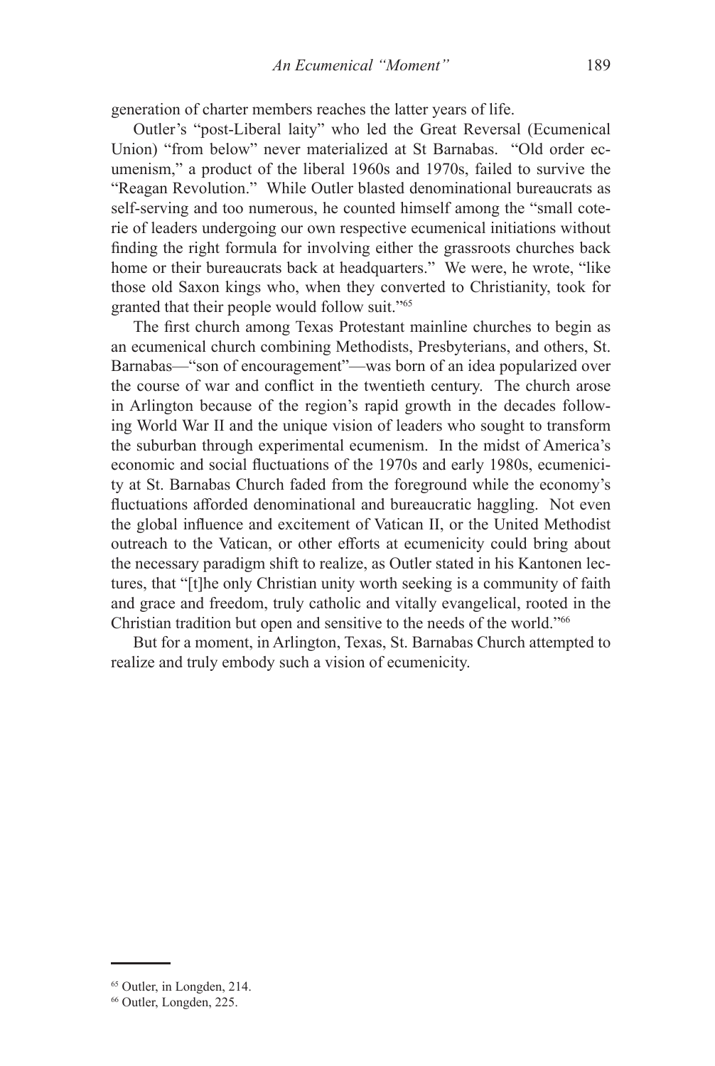generation of charter members reaches the latter years of life.

Outler's "post-Liberal laity" who led the Great Reversal (Ecumenical Union) "from below" never materialized at St Barnabas. "Old order ecumenism," a product of the liberal 1960s and 1970s, failed to survive the "Reagan Revolution." While Outler blasted denominational bureaucrats as self-serving and too numerous, he counted himself among the "small coterie of leaders undergoing our own respective ecumenical initiations without finding the right formula for involving either the grassroots churches back home or their bureaucrats back at headquarters." We were, he wrote, "like those old Saxon kings who, when they converted to Christianity, took for granted that their people would follow suit."[65]

The first church among Texas Protestant mainline churches to begin as an ecumenical church combining Methodists, Presbyterians, and others, St. Barnabas—"son of encouragement"—was born of an idea popularized over the course of war and conflict in the twentieth century. The church arose in Arlington because of the region's rapid growth in the decades following World War II and the unique vision of leaders who sought to transform the suburban through experimental ecumenism. In the midst of America's economic and social fluctuations of the 1970s and early 1980s, ecumenicity at St. Barnabas Church faded from the foreground while the economy's fluctuations afforded denominational and bureaucratic haggling. Not even the global influence and excitement of Vatican II, or the United Methodist outreach to the Vatican, or other efforts at ecumenicity could bring about the necessary paradigm shift to realize, as Outler stated in his Kantonen lectures, that "[t]he only Christian unity worth seeking is a community of faith and grace and freedom, truly catholic and vitally evangelical, rooted in the Christian tradition but open and sensitive to the needs of the world."[66]

But for a moment, in Arlington, Texas, St. Barnabas Church attempted to realize and truly embody such a vision of ecumenicity.

---

[65] Outler, in Longden, 214.

[66] Outler, Longden, 225.